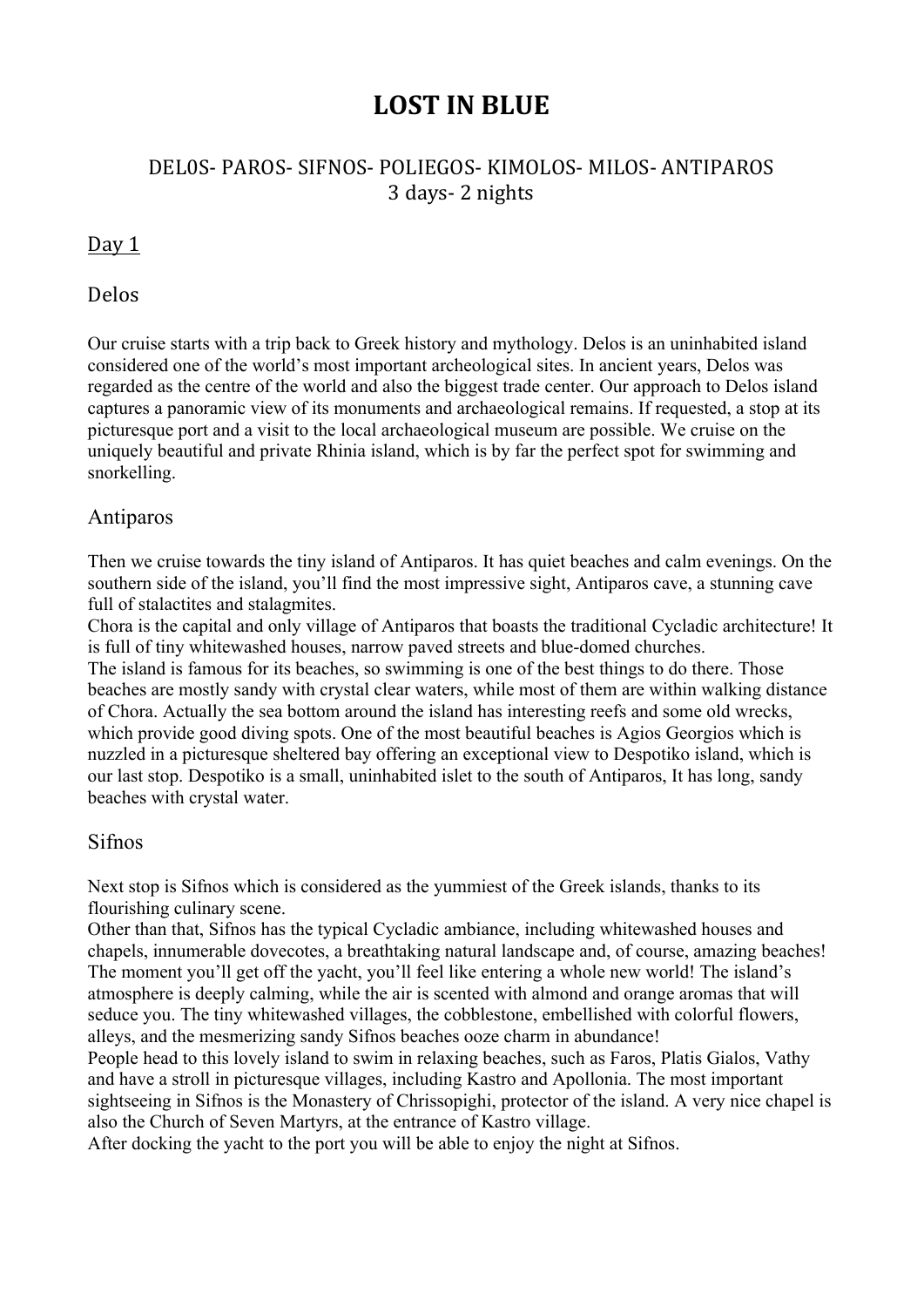# LOST IN BLUE

## DEL0S- PAROS- SIFNOS- POLIEGOS- KIMOLOS- MILOS- ANTIPAROS
## 3 days- 2 nights

### Day 1

### Delos

Our cruise starts with a trip back to Greek history and mythology. Delos is an uninhabited island considered one of the world's most important archeological sites. In ancient years, Delos was regarded as the centre of the world and also the biggest trade center. Our approach to Delos island captures a panoramic view of its monuments and archaeological remains. If requested, a stop at its picturesque port and a visit to the local archaeological museum are possible. We cruise on the uniquely beautiful and private Rhinia island, which is by far the perfect spot for swimming and snorkelling.

### Antiparos

Then we cruise towards the tiny island of Antiparos. It has quiet beaches and calm evenings. On the southern side of the island, you'll find the most impressive sight, Antiparos cave, a stunning cave full of stalactites and stalagmites.

Chora is the capital and only village of Antiparos that boasts the traditional Cycladic architecture! It is full of tiny whitewashed houses, narrow paved streets and blue-domed churches.

The island is famous for its beaches, so swimming is one of the best things to do there. Those beaches are mostly sandy with crystal clear waters, while most of them are within walking distance of Chora. Actually the sea bottom around the island has interesting reefs and some old wrecks, which provide good diving spots. One of the most beautiful beaches is Agios Georgios which is nuzzled in a picturesque sheltered bay offering an exceptional view to Despotiko island, which is our last stop. Despotiko is a small, uninhabited islet to the south of Antiparos, It has long, sandy beaches with crystal water.

### Sifnos

Next stop is Sifnos which is considered as the yummiest of the Greek islands, thanks to its flourishing culinary scene.

Other than that, Sifnos has the typical Cycladic ambiance, including whitewashed houses and chapels, innumerable dovecotes, a breathtaking natural landscape and, of course, amazing beaches! The moment you'll get off the yacht, you'll feel like entering a whole new world! The island's atmosphere is deeply calming, while the air is scented with almond and orange aromas that will seduce you. The tiny whitewashed villages, the cobblestone, embellished with colorful flowers, alleys, and the mesmerizing sandy Sifnos beaches ooze charm in abundance!

People head to this lovely island to swim in relaxing beaches, such as Faros, Platis Gialos, Vathy and have a stroll in picturesque villages, including Kastro and Apollonia. The most important sightseeing in Sifnos is the Monastery of Chrissopighi, protector of the island. A very nice chapel is also the Church of Seven Martyrs, at the entrance of Kastro village.

After docking the yacht to the port you will be able to enjoy the night at Sifnos.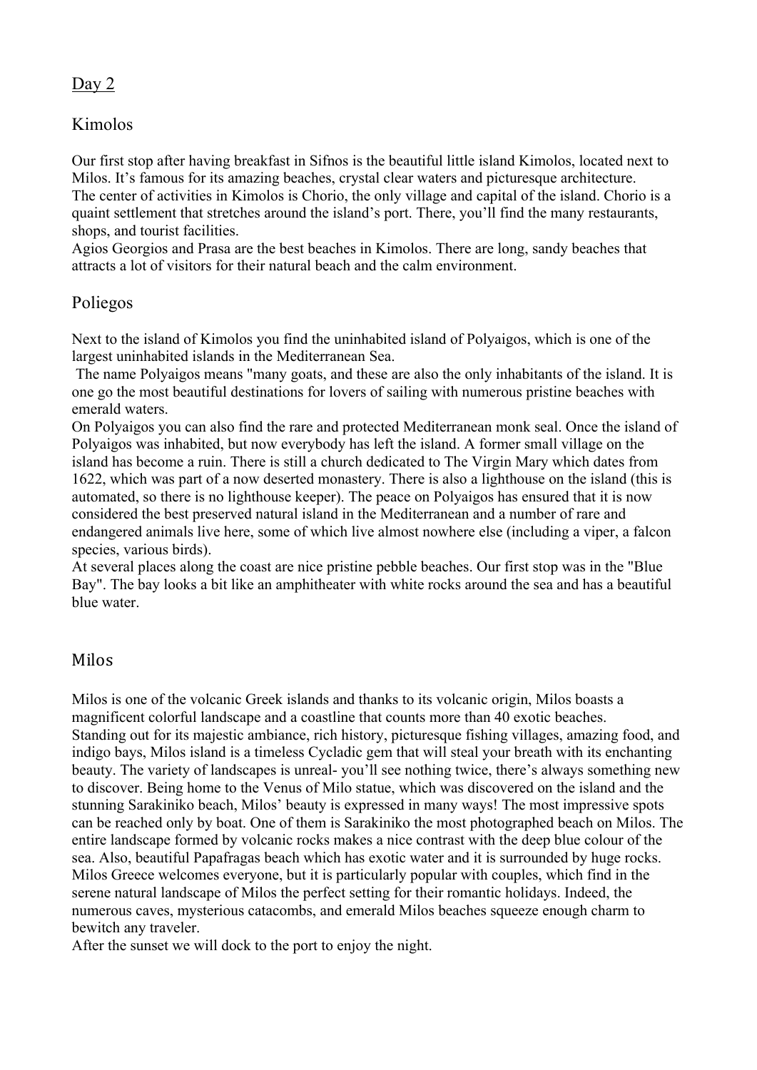## Day 2

### Kimolos

Our first stop after having breakfast in Sifnos is the beautiful little island Kimolos, located next to Milos. It's famous for its amazing beaches, crystal clear waters and picturesque architecture.
The center of activities in Kimolos is Chorio, the only village and capital of the island. Chorio is a quaint settlement that stretches around the island's port. There, you'll find the many restaurants, shops, and tourist facilities.
Agios Georgios and Prasa are the best beaches in Kimolos. There are long, sandy beaches that attracts a lot of visitors for their natural beach and the calm environment.

### Poliegos

Next to the island of Kimolos you find the uninhabited island of Polyaigos, which is one of the largest uninhabited islands in the Mediterranean Sea.
The name Polyaigos means "many goats, and these are also the only inhabitants of the island. It is one go the most beautiful destinations for lovers of sailing with numerous pristine beaches with emerald waters.
On Polyaigos you can also find the rare and protected Mediterranean monk seal. Once the island of Polyaigos was inhabited, but now everybody has left the island. A former small village on the island has become a ruin. There is still a church dedicated to The Virgin Mary which dates from 1622, which was part of a now deserted monastery. There is also a lighthouse on the island (this is automated, so there is no lighthouse keeper). The peace on Polyaigos has ensured that it is now considered the best preserved natural island in the Mediterranean and a number of rare and endangered animals live here, some of which live almost nowhere else (including a viper, a falcon species, various birds).
At several places along the coast are nice pristine pebble beaches. Our first stop was in the "Blue Bay". The bay looks a bit like an amphitheater with white rocks around the sea and has a beautiful blue water.

### Milos

Milos is one of the volcanic Greek islands and thanks to its volcanic origin, Milos boasts a magnificent colorful landscape and a coastline that counts more than 40 exotic beaches.
Standing out for its majestic ambiance, rich history, picturesque fishing villages, amazing food, and indigo bays, Milos island is a timeless Cycladic gem that will steal your breath with its enchanting beauty. The variety of landscapes is unreal- you'll see nothing twice, there's always something new to discover. Being home to the Venus of Milo statue, which was discovered on the island and the stunning Sarakiniko beach, Milos' beauty is expressed in many ways! The most impressive spots can be reached only by boat. One of them is Sarakiniko the most photographed beach on Milos. The entire landscape formed by volcanic rocks makes a nice contrast with the deep blue colour of the sea. Also, beautiful Papafragas beach which has exotic water and it is surrounded by huge rocks.
Milos Greece welcomes everyone, but it is particularly popular with couples, which find in the serene natural landscape of Milos the perfect setting for their romantic holidays. Indeed, the numerous caves, mysterious catacombs, and emerald Milos beaches squeeze enough charm to bewitch any traveler.
After the sunset we will dock to the port to enjoy the night.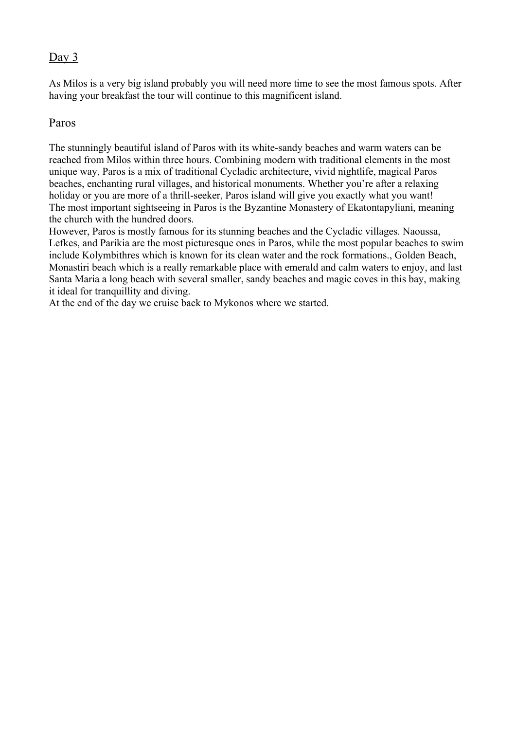## Day 3

As Milos is a very big island probably you will need more time to see the most famous spots. After having your breakfast the tour will continue to this magnificent island.

### Paros

The stunningly beautiful island of Paros with its white-sandy beaches and warm waters can be reached from Milos within three hours. Combining modern with traditional elements in the most unique way, Paros is a mix of traditional Cycladic architecture, vivid nightlife, magical Paros beaches, enchanting rural villages, and historical monuments. Whether you're after a relaxing holiday or you are more of a thrill-seeker, Paros island will give you exactly what you want!
The most important sightseeing in Paros is the Byzantine Monastery of Ekatontapyliani, meaning the church with the hundred doors.
However, Paros is mostly famous for its stunning beaches and the Cycladic villages. Naoussa, Lefkes, and Parikia are the most picturesque ones in Paros, while the most popular beaches to swim include Kolymbithres which is known for its clean water and the rock formations., Golden Beach, Monastiri beach which is a really remarkable place with emerald and calm waters to enjoy, and last Santa Maria a long beach with several smaller, sandy beaches and magic coves in this bay, making it ideal for tranquillity and diving.
At the end of the day we cruise back to Mykonos where we started.